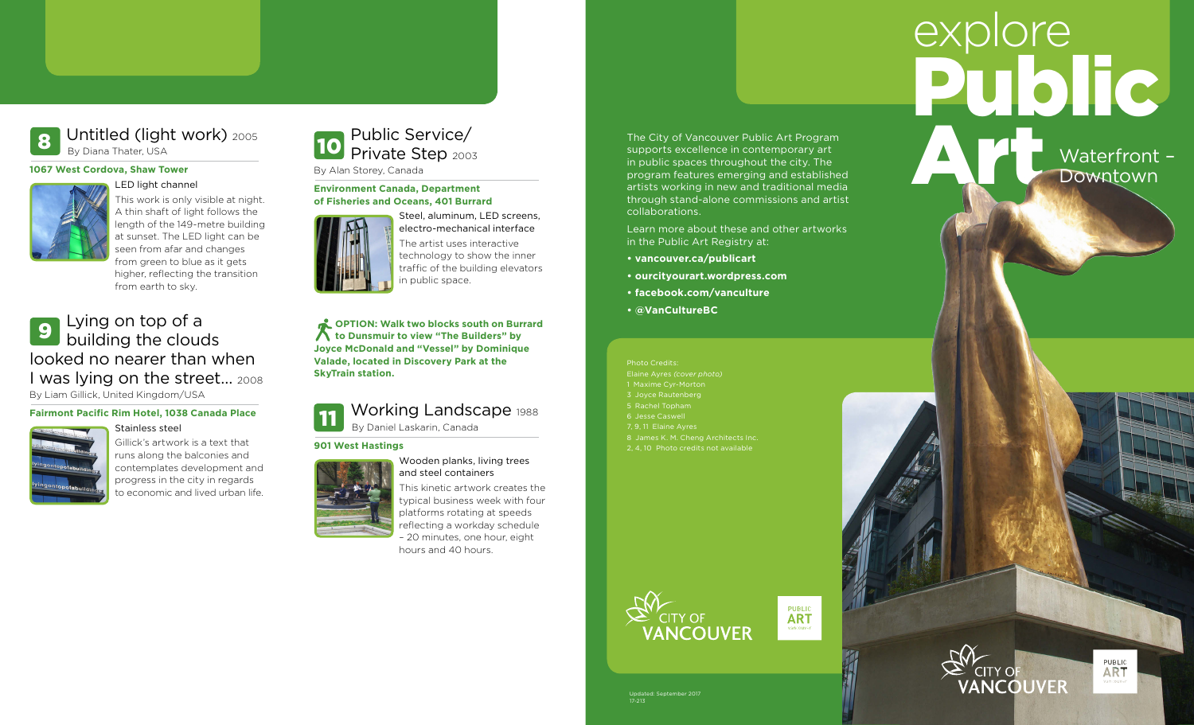## 8 Untitled (light work) 2005

By Diana Thater, USA

**1067 West Cordova, Shaw Tower**

LED light channel

This work is only visible at night. A thin shaft of light follows the length of the 149-metre building at sunset. The LED light can be seen from afar and changes from green to blue as it gets higher, reflecting the transition from earth to sky.

## 9 Lying on top of a building the clouds looked no nearer than when I was lying on the street... 2008

By Liam Gillick, United Kingdom/USA

**Fairmont Pacific Rim Hotel, 1038 Canada Place**

Stainless steel

Gillick's artwork is a text that runs along the balconies and contemplates development and progress in the city in regards to economic and lived urban life.

## 10 Public Service/ Private Step 2003

By Alan Storey, Canada

**Environment Canada, Department of Fisheries and Oceans, 401 Burrard**

Steel, aluminum, LED screens, electro-mechanical interface

The artist uses interactive technology to show the inner traffic of the building elevators in public space.

**OPTION: Walk two blocks south on Burrard to Dunsmuir to view "The Builders" by Joyce McDonald and "Vessel" by Dominique Valade, located in Discovery Park at the SkyTrain station.**

## 11 Working Landscape 1988

By Daniel Laskarin, Canada

**901 West Hastings**

Wooden planks, living trees and steel containers

This kinetic artwork creates the typical business week with four platforms rotating at speeds reflecting a workday schedule – 20 minutes, one hour, eight hours and 40 hours.

The City of Vancouver Public Art Program supports excellence in contemporary art in public spaces throughout the city. The program features emerging and established artists working in new and traditional media through stand-alone commissions and artist collaborations.

Learn more about these and other artworks in the Public Art Registry at:

- **vancouver.ca/publicart**
- **ourcityourart.wordpress.com**
- **facebook.com/vanculture**
- **@VanCultureBC**

Photo Credits:
Elaine Ayres *(cover photo)*
1 Maxime Cyr-Morton
3 Joyce Rautenberg
5 Rachel Topham
6 Jesse Caswell
7, 9, 11 Elaine Ayres
8 James K. M. Cheng Architects Inc.
2, 4, 10 Photo credits not available

CITY OF VANCOUVER

PUBLIC ART

Updated: September 2017
17-213

# explore Public Art

## Waterfront – Downtown

CITY OF VANCOUVER

PUBLIC ART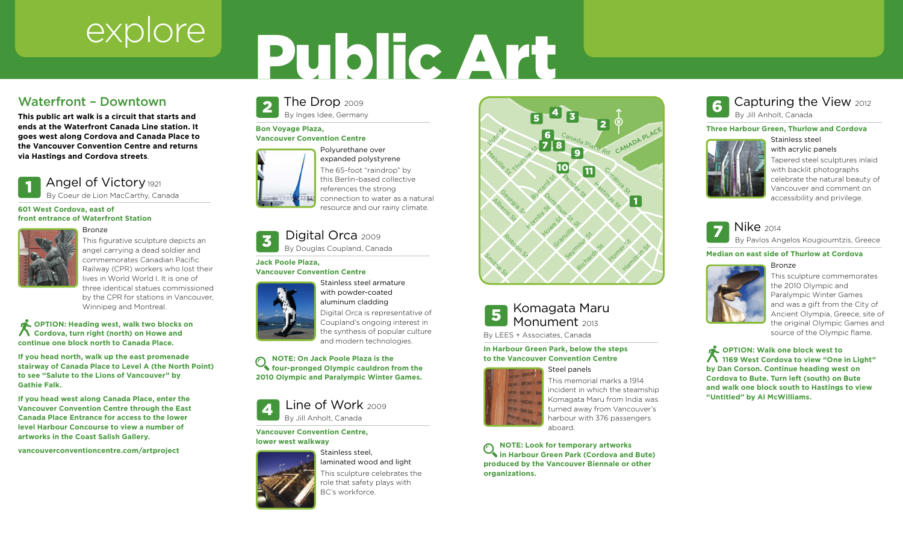# explore Public Art

## Waterfront – Downtown

**This public art walk is a circuit that starts and ends at the Waterfront Canada Line station. It goes west along Cordova and Canada Place to the Vancouver Convention Centre and returns via Hastings and Cordova streets.**

### 1 Angel of Victory 1921

By Coeur de Lion MacCarthy, Canada

**601 West Cordova, east of front entrance of Waterfront Station**

Bronze

This figurative sculpture depicts an angel carrying a dead soldier and commemorates Canadian Pacific Railway (CPR) workers who lost their lives in World World I. It is one of three identical statues commissioned by the CPR for stations in Vancouver, Winnipeg and Montreal.

**OPTION: Heading west, walk two blocks on Cordova, turn right (north) on Howe and continue one block north to Canada Place.**

**If you head north, walk up the east promenade stairway of Canada Place to Level A (the North Point) to see "Salute to the Lions of Vancouver" by Gathie Falk.**

**If you head west along Canada Place, enter the Vancouver Convention Centre through the East Canada Place Entrance for access to the lower level Harbour Concourse to view a number of artworks in the Coast Salish Gallery.**

**vancouverconventioncentre.com/artproject**

### 2 The Drop 2009

By Inges Idee, Germany

**Bon Voyage Plaza, Vancouver Convention Centre**

Polyurethane over expanded polystyrene

The 65-foot "raindrop" by this Berlin-based collective references the strong connection to water as a natural resource and our rainy climate.

### 3 Digital Orca 2009

By Douglas Coupland, Canada

**Jack Poole Plaza, Vancouver Convention Centre**

Stainless steel armature with powder-coated aluminum cladding

Digital Orca is representative of Coupland's ongoing interest in the synthesis of popular culture and modern technologies.

**NOTE: On Jack Poole Plaza is the four-pronged Olympic cauldron from the 2010 Olympic and Paralympic Winter Games.**

### 4 Line of Work 2009

By Jill Anholt, Canada

**Vancouver Convention Centre, lower west walkway**

Stainless steel, laminated wood and light

This sculpture celebrates the role that safety plays with BC's workforce.

Bute St, Melville St, Thurlow St, Canada Place Rd, CANADA PLACE, Cordova St, Hastings St, Pender St, Burrard St, Dunsmuir St, Georgia St, Alberni St, Hornby St, Howe St, Granville St, Seymour St, Robson St, Richards St, Homer St, Hamilton St, Smithe St

### 5 Komagata Maru Monument 2013

By LEES + Associates, Canada

**In Harbour Green Park, below the steps to the Vancouver Convention Centre**

Steel panels

This memorial marks a 1914 incident in which the steamship Komagata Maru from India was turned away from Vancouver's harbour with 376 passengers aboard.

**NOTE: Look for temporary artworks in Harbour Green Park (Cordova and Bute) produced by the Vancouver Biennale or other organizations.**

### 6 Capturing the View 2012

By Jill Anholt, Canada

**Three Harbour Green, Thurlow and Cordova**

Stainless steel with acrylic panels

Tapered steel sculptures inlaid with backlit photographs celebrate the natural beauty of Vancouver and comment on accessibility and privilege.

### 7 Nike 2014

By Pavlos Angelos Kougioumtzis, Greece

**Median on east side of Thurlow at Cordova**

Bronze

This sculpture commemorates the 2010 Olympic and Paralympic Winter Games and was a gift from the City of Ancient Olympia, Greece, site of the original Olympic Games and source of the Olympic flame.

**OPTION: Walk one block west to 1169 West Cordova to view "One in Light" by Dan Corson. Continue heading west on Cordova to Bute. Turn left (south) on Bute and walk one block south to Hastings to view "Untitled" by Al McWilliams.**